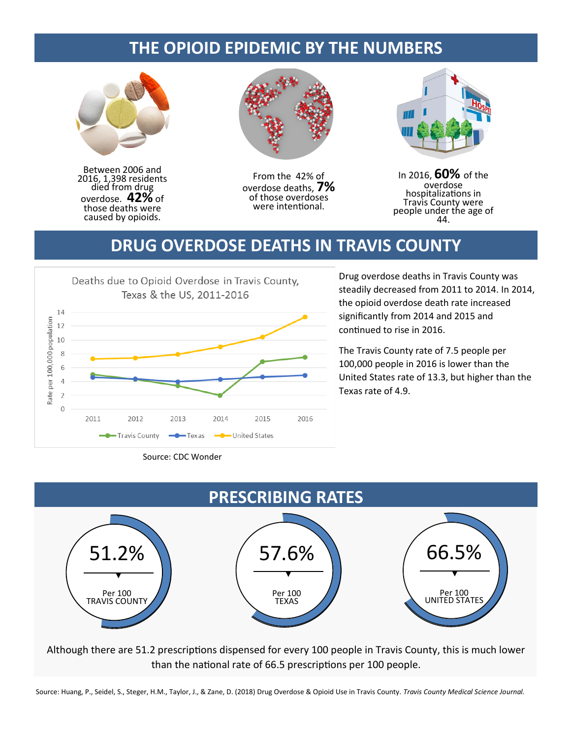# THE OPIOID EPIDEMIC BY THE NUMBERS

Between 2006 and 2016, 1,398 residents died from drug overdose. **42%** of those deaths were caused by opioids.

From the 42% of overdose deaths, **7%** of those overdoses were intentional.

In 2016, **60%** of the overdose hospitalizations in Travis County were people under the age of 44.

# DRUG OVERDOSE DEATHS IN TRAVIS COUNTY

Deaths due to Opioid Overdose in Travis County, Texas & the US, 2011-2016

| Year | Travis County | Texas | United States |
|---|---|---|---|
| 2011 | 5.0 | 4.6 | 7.3 |
| 2012 | 4.3 | 4.4 | 7.4 |
| 2013 | 3.4 | 4.0 | 7.9 |
| 2014 | 2.0 | 4.3 | 9.0 |
| 2015 | 6.9 | 4.7 | 10.4 |
| 2016 | 7.5 | 4.9 | 13.3 |

Rate per 100,000 population

Source: CDC Wonder

Drug overdose deaths in Travis County was steadily decreased from 2011 to 2014. In 2014, the opioid overdose death rate increased significantly from 2014 and 2015 and continued to rise in 2016.

The Travis County rate of 7.5 people per 100,000 people in 2016 is lower than the United States rate of 13.3, but higher than the Texas rate of 4.9.

# PRESCRIBING RATES

**51.2%** Per 100 TRAVIS COUNTY

**57.6%** Per 100 TEXAS

**66.5%** Per 100 UNITED STATES

Although there are 51.2 prescriptions dispensed for every 100 people in Travis County, this is much lower than the national rate of 66.5 prescriptions per 100 people.

Source: Huang, P., Seidel, S., Steger, H.M., Taylor, J., & Zane, D. (2018) Drug Overdose & Opioid Use in Travis County. *Travis County Medical Science Journal.*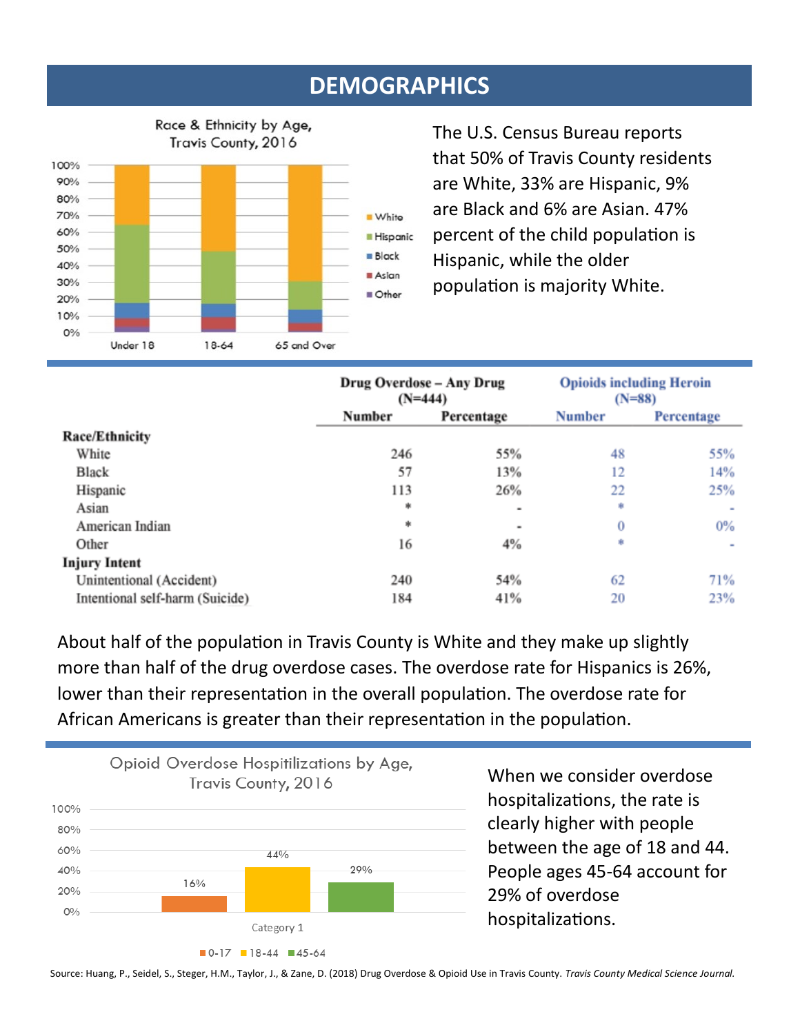# DEMOGRAPHICS

Race & Ethnicity by Age, Travis County, 2016

100%
90%
80%
70%
60%
50%
40%
30%
20%
10%
0%

Under 18
18-64
65 and Over

White
Hispanic
Black
Asian
Other

The U.S. Census Bureau reports that 50% of Travis County residents are White, 33% are Hispanic, 9% are Black and 6% are Asian. 47% percent of the child population is Hispanic, while the older population is majority White.

| | Drug Overdose – Any Drug (N=444) | | Opioids including Heroin (N=88) | |
|---|---|---|---|---|
| | Number | Percentage | Number | Percentage |
| **Race/Ethnicity** | | | | |
| White | 246 | 55% | 48 | 55% |
| Black | 57 | 13% | 12 | 14% |
| Hispanic | 113 | 26% | 22 | 25% |
| Asian | * | - | * | - |
| American Indian | * | - | 0 | 0% |
| Other | 16 | 4% | * | - |
| **Injury Intent** | | | | |
| Unintentional (Accident) | 240 | 54% | 62 | 71% |
| Intentional self-harm (Suicide) | 184 | 41% | 20 | 23% |

About half of the population in Travis County is White and they make up slightly more than half of the drug overdose cases. The overdose rate for Hispanics is 26%, lower than their representation in the overall population. The overdose rate for African Americans is greater than their representation in the population.

Opioid Overdose Hospitilizations by Age, Travis County, 2016

100%
80%
60%
40%
20%
0%

16%
44%
29%

Category 1

0-17
18-44
45-64

When we consider overdose hospitalizations, the rate is clearly higher with people between the age of 18 and 44. People ages 45-64 account for 29% of overdose hospitalizations.

Source: Huang, P., Seidel, S., Steger, H.M., Taylor, J., & Zane, D. (2018) Drug Overdose & Opioid Use in Travis County. *Travis County Medical Science Journal.*